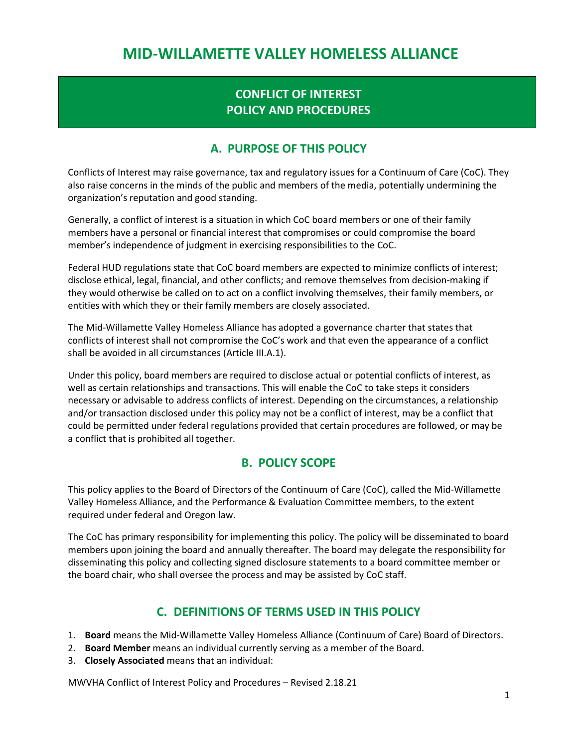# MID-WILLAMETTE VALLEY HOMELESS ALLIANCE

## CONFLICT OF INTEREST
## POLICY AND PROCEDURES

## A. PURPOSE OF THIS POLICY

Conflicts of Interest may raise governance, tax and regulatory issues for a Continuum of Care (CoC). They also raise concerns in the minds of the public and members of the media, potentially undermining the organization's reputation and good standing.

Generally, a conflict of interest is a situation in which CoC board members or one of their family members have a personal or financial interest that compromises or could compromise the board member's independence of judgment in exercising responsibilities to the CoC.

Federal HUD regulations state that CoC board members are expected to minimize conflicts of interest; disclose ethical, legal, financial, and other conflicts; and remove themselves from decision-making if they would otherwise be called on to act on a conflict involving themselves, their family members, or entities with which they or their family members are closely associated.

The Mid-Willamette Valley Homeless Alliance has adopted a governance charter that states that conflicts of interest shall not compromise the CoC's work and that even the appearance of a conflict shall be avoided in all circumstances (Article III.A.1).

Under this policy, board members are required to disclose actual or potential conflicts of interest, as well as certain relationships and transactions. This will enable the CoC to take steps it considers necessary or advisable to address conflicts of interest. Depending on the circumstances, a relationship and/or transaction disclosed under this policy may not be a conflict of interest, may be a conflict that could be permitted under federal regulations provided that certain procedures are followed, or may be a conflict that is prohibited all together.

## B. POLICY SCOPE

This policy applies to the Board of Directors of the Continuum of Care (CoC), called the Mid-Willamette Valley Homeless Alliance, and the Performance & Evaluation Committee members, to the extent required under federal and Oregon law.

The CoC has primary responsibility for implementing this policy. The policy will be disseminated to board members upon joining the board and annually thereafter. The board may delegate the responsibility for disseminating this policy and collecting signed disclosure statements to a board committee member or the board chair, who shall oversee the process and may be assisted by CoC staff.

## C. DEFINITIONS OF TERMS USED IN THIS POLICY

1. **Board** means the Mid-Willamette Valley Homeless Alliance (Continuum of Care) Board of Directors.
2. **Board Member** means an individual currently serving as a member of the Board.
3. **Closely Associated** means that an individual:

MWVHA Conflict of Interest Policy and Procedures – Revised 2.18.21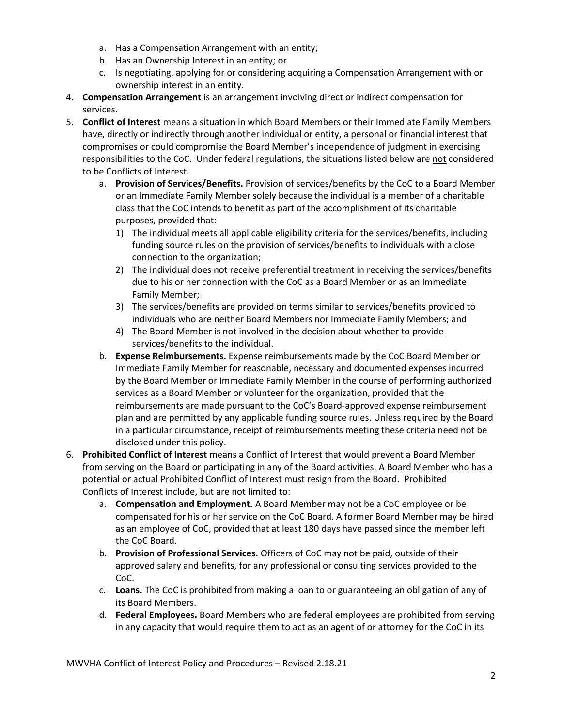a. Has a Compensation Arrangement with an entity;
   b. Has an Ownership Interest in an entity; or
   c. Is negotiating, applying for or considering acquiring a Compensation Arrangement with or ownership interest in an entity.
4. **Compensation Arrangement** is an arrangement involving direct or indirect compensation for services.
5. **Conflict of Interest** means a situation in which Board Members or their Immediate Family Members have, directly or indirectly through another individual or entity, a personal or financial interest that compromises or could compromise the Board Member's independence of judgment in exercising responsibilities to the CoC. Under federal regulations, the situations listed below are <u>not</u> considered to be Conflicts of Interest.
   a. **Provision of Services/Benefits.** Provision of services/benefits by the CoC to a Board Member or an Immediate Family Member solely because the individual is a member of a charitable class that the CoC intends to benefit as part of the accomplishment of its charitable purposes, provided that:
      1) The individual meets all applicable eligibility criteria for the services/benefits, including funding source rules on the provision of services/benefits to individuals with a close connection to the organization;
      2) The individual does not receive preferential treatment in receiving the services/benefits due to his or her connection with the CoC as a Board Member or as an Immediate Family Member;
      3) The services/benefits are provided on terms similar to services/benefits provided to individuals who are neither Board Members nor Immediate Family Members; and
      4) The Board Member is not involved in the decision about whether to provide services/benefits to the individual.
   b. **Expense Reimbursements.** Expense reimbursements made by the CoC Board Member or Immediate Family Member for reasonable, necessary and documented expenses incurred by the Board Member or Immediate Family Member in the course of performing authorized services as a Board Member or volunteer for the organization, provided that the reimbursements are made pursuant to the CoC's Board-approved expense reimbursement plan and are permitted by any applicable funding source rules. Unless required by the Board in a particular circumstance, receipt of reimbursements meeting these criteria need not be disclosed under this policy.
6. **Prohibited Conflict of Interest** means a Conflict of Interest that would prevent a Board Member from serving on the Board or participating in any of the Board activities. A Board Member who has a potential or actual Prohibited Conflict of Interest must resign from the Board. Prohibited Conflicts of Interest include, but are not limited to:
   a. **Compensation and Employment.** A Board Member may not be a CoC employee or be compensated for his or her service on the CoC Board. A former Board Member may be hired as an employee of CoC, provided that at least 180 days have passed since the member left the CoC Board.
   b. **Provision of Professional Services.** Officers of CoC may not be paid, outside of their approved salary and benefits, for any professional or consulting services provided to the CoC.
   c. **Loans.** The CoC is prohibited from making a loan to or guaranteeing an obligation of any of its Board Members.
   d. **Federal Employees.** Board Members who are federal employees are prohibited from serving in any capacity that would require them to act as an agent of or attorney for the CoC in its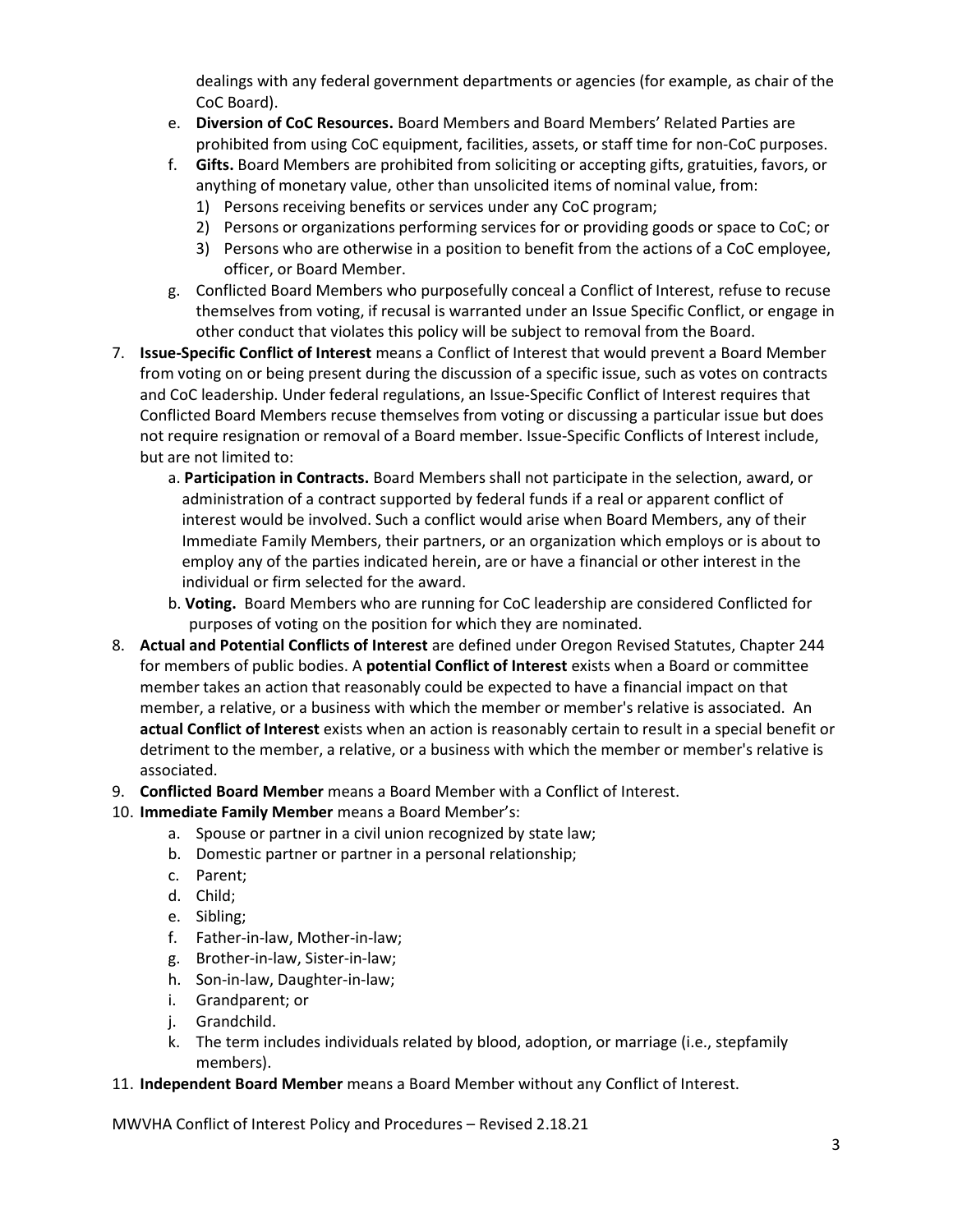dealings with any federal government departments or agencies (for example, as chair of the CoC Board).

e. **Diversion of CoC Resources.** Board Members and Board Members' Related Parties are prohibited from using CoC equipment, facilities, assets, or staff time for non-CoC purposes.

f. **Gifts.** Board Members are prohibited from soliciting or accepting gifts, gratuities, favors, or anything of monetary value, other than unsolicited items of nominal value, from:
   1) Persons receiving benefits or services under any CoC program;
   2) Persons or organizations performing services for or providing goods or space to CoC; or
   3) Persons who are otherwise in a position to benefit from the actions of a CoC employee, officer, or Board Member.

g. Conflicted Board Members who purposefully conceal a Conflict of Interest, refuse to recuse themselves from voting, if recusal is warranted under an Issue Specific Conflict, or engage in other conduct that violates this policy will be subject to removal from the Board.

7. **Issue-Specific Conflict of Interest** means a Conflict of Interest that would prevent a Board Member from voting on or being present during the discussion of a specific issue, such as votes on contracts and CoC leadership. Under federal regulations, an Issue-Specific Conflict of Interest requires that Conflicted Board Members recuse themselves from voting or discussing a particular issue but does not require resignation or removal of a Board member. Issue-Specific Conflicts of Interest include, but are not limited to:
   a. **Participation in Contracts.** Board Members shall not participate in the selection, award, or administration of a contract supported by federal funds if a real or apparent conflict of interest would be involved. Such a conflict would arise when Board Members, any of their Immediate Family Members, their partners, or an organization which employs or is about to employ any of the parties indicated herein, are or have a financial or other interest in the individual or firm selected for the award.
   b. **Voting.** Board Members who are running for CoC leadership are considered Conflicted for purposes of voting on the position for which they are nominated.
8. **Actual and Potential Conflicts of Interest** are defined under Oregon Revised Statutes, Chapter 244 for members of public bodies. A **potential Conflict of Interest** exists when a Board or committee member takes an action that reasonably could be expected to have a financial impact on that member, a relative, or a business with which the member or member's relative is associated. An **actual Conflict of Interest** exists when an action is reasonably certain to result in a special benefit or detriment to the member, a relative, or a business with which the member or member's relative is associated.
9. **Conflicted Board Member** means a Board Member with a Conflict of Interest.
10. **Immediate Family Member** means a Board Member's:
    a. Spouse or partner in a civil union recognized by state law;
    b. Domestic partner or partner in a personal relationship;
    c. Parent;
    d. Child;
    e. Sibling;
    f. Father-in-law, Mother-in-law;
    g. Brother-in-law, Sister-in-law;
    h. Son-in-law, Daughter-in-law;
    i. Grandparent; or
    j. Grandchild.
    k. The term includes individuals related by blood, adoption, or marriage (i.e., stepfamily members).
11. **Independent Board Member** means a Board Member without any Conflict of Interest.

MWVHA Conflict of Interest Policy and Procedures – Revised 2.18.21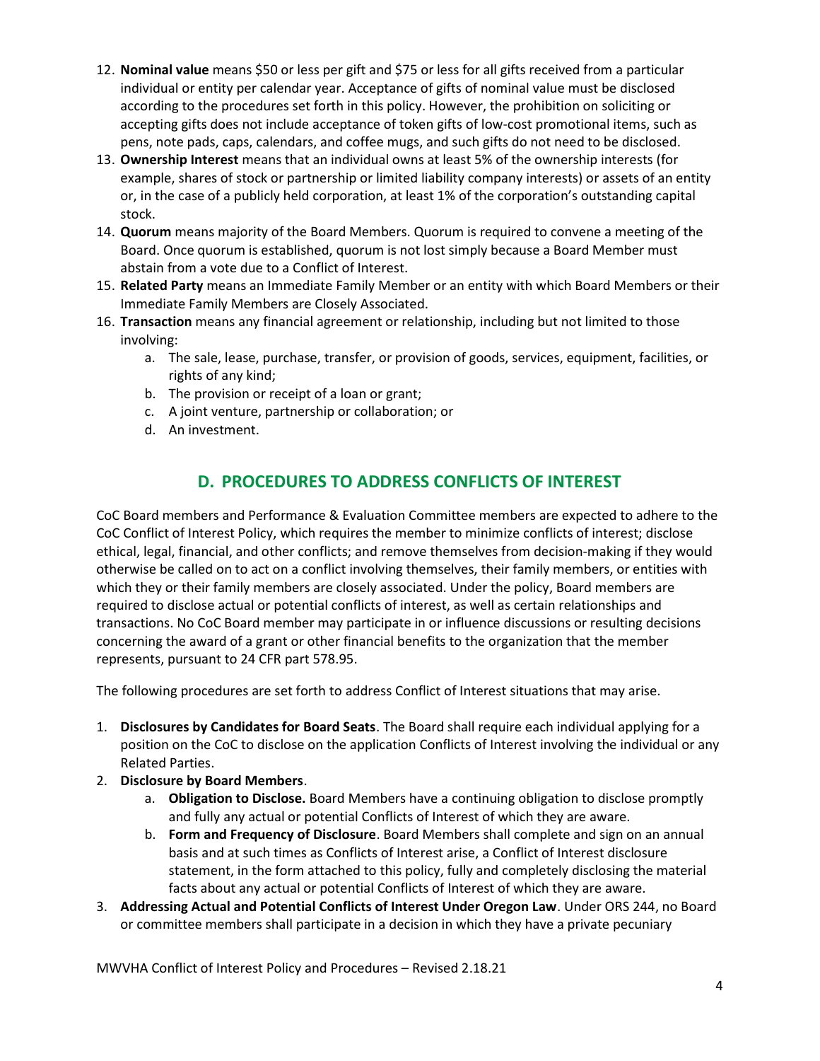12. **Nominal value** means $50 or less per gift and $75 or less for all gifts received from a particular individual or entity per calendar year. Acceptance of gifts of nominal value must be disclosed according to the procedures set forth in this policy. However, the prohibition on soliciting or accepting gifts does not include acceptance of token gifts of low-cost promotional items, such as pens, note pads, caps, calendars, and coffee mugs, and such gifts do not need to be disclosed.
13. **Ownership Interest** means that an individual owns at least 5% of the ownership interests (for example, shares of stock or partnership or limited liability company interests) or assets of an entity or, in the case of a publicly held corporation, at least 1% of the corporation's outstanding capital stock.
14. **Quorum** means majority of the Board Members. Quorum is required to convene a meeting of the Board. Once quorum is established, quorum is not lost simply because a Board Member must abstain from a vote due to a Conflict of Interest.
15. **Related Party** means an Immediate Family Member or an entity with which Board Members or their Immediate Family Members are Closely Associated.
16. **Transaction** means any financial agreement or relationship, including but not limited to those involving:
    a. The sale, lease, purchase, transfer, or provision of goods, services, equipment, facilities, or rights of any kind;
    b. The provision or receipt of a loan or grant;
    c. A joint venture, partnership or collaboration; or
    d. An investment.

## D. PROCEDURES TO ADDRESS CONFLICTS OF INTEREST

CoC Board members and Performance & Evaluation Committee members are expected to adhere to the CoC Conflict of Interest Policy, which requires the member to minimize conflicts of interest; disclose ethical, legal, financial, and other conflicts; and remove themselves from decision-making if they would otherwise be called on to act on a conflict involving themselves, their family members, or entities with which they or their family members are closely associated. Under the policy, Board members are required to disclose actual or potential conflicts of interest, as well as certain relationships and transactions. No CoC Board member may participate in or influence discussions or resulting decisions concerning the award of a grant or other financial benefits to the organization that the member represents, pursuant to 24 CFR part 578.95.

The following procedures are set forth to address Conflict of Interest situations that may arise.

1. **Disclosures by Candidates for Board Seats**. The Board shall require each individual applying for a position on the CoC to disclose on the application Conflicts of Interest involving the individual or any Related Parties.
2. **Disclosure by Board Members**.
    a. **Obligation to Disclose.** Board Members have a continuing obligation to disclose promptly and fully any actual or potential Conflicts of Interest of which they are aware.
    b. **Form and Frequency of Disclosure**. Board Members shall complete and sign on an annual basis and at such times as Conflicts of Interest arise, a Conflict of Interest disclosure statement, in the form attached to this policy, fully and completely disclosing the material facts about any actual or potential Conflicts of Interest of which they are aware.
3. **Addressing Actual and Potential Conflicts of Interest Under Oregon Law**. Under ORS 244, no Board or committee members shall participate in a decision in which they have a private pecuniary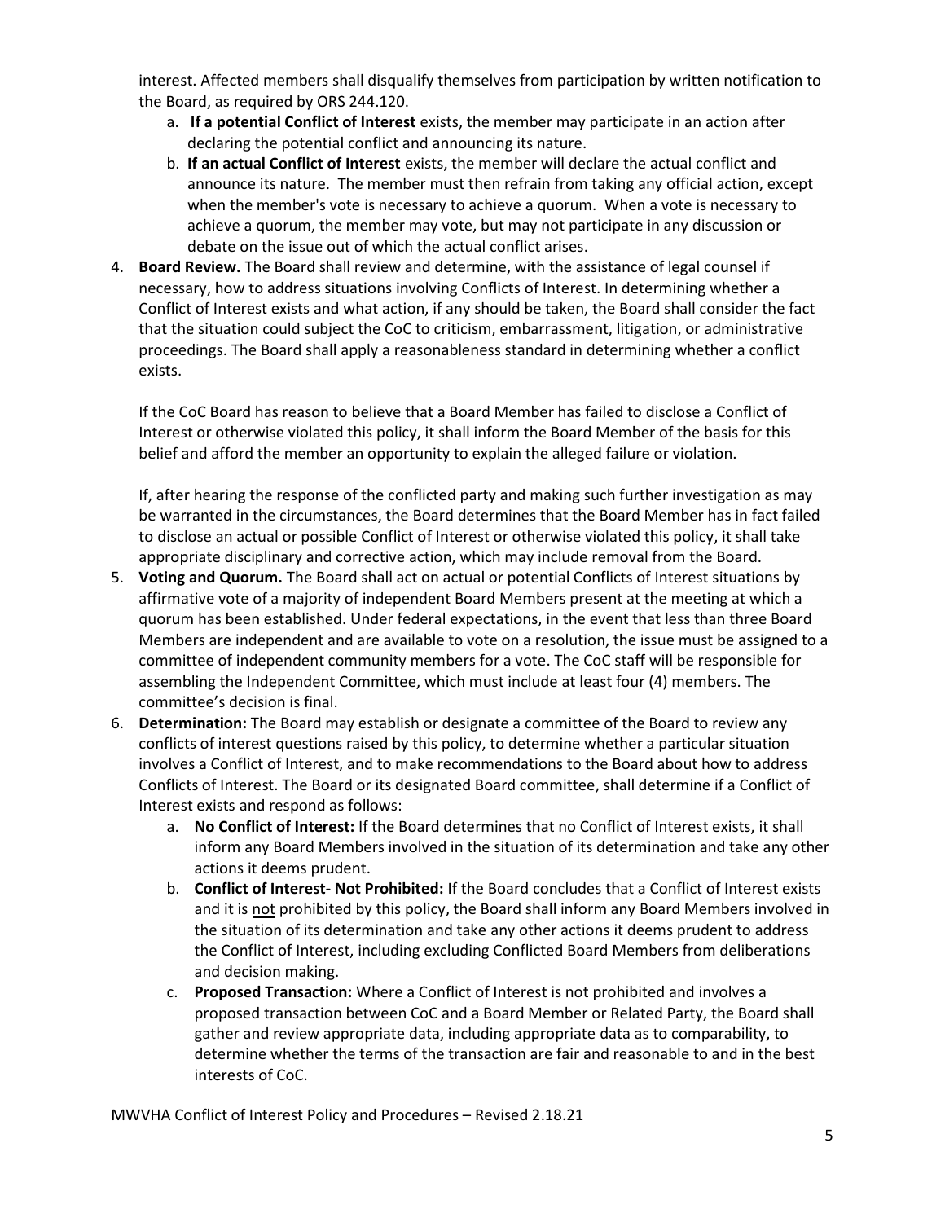interest. Affected members shall disqualify themselves from participation by written notification to the Board, as required by ORS 244.120.

   a. **If a potential Conflict of Interest** exists, the member may participate in an action after declaring the potential conflict and announcing its nature.
   b. **If an actual Conflict of Interest** exists, the member will declare the actual conflict and announce its nature. The member must then refrain from taking any official action, except when the member's vote is necessary to achieve a quorum. When a vote is necessary to achieve a quorum, the member may vote, but may not participate in any discussion or debate on the issue out of which the actual conflict arises.

4. **Board Review.** The Board shall review and determine, with the assistance of legal counsel if necessary, how to address situations involving Conflicts of Interest. In determining whether a Conflict of Interest exists and what action, if any should be taken, the Board shall consider the fact that the situation could subject the CoC to criticism, embarrassment, litigation, or administrative proceedings. The Board shall apply a reasonableness standard in determining whether a conflict exists.

   If the CoC Board has reason to believe that a Board Member has failed to disclose a Conflict of Interest or otherwise violated this policy, it shall inform the Board Member of the basis for this belief and afford the member an opportunity to explain the alleged failure or violation.

   If, after hearing the response of the conflicted party and making such further investigation as may be warranted in the circumstances, the Board determines that the Board Member has in fact failed to disclose an actual or possible Conflict of Interest or otherwise violated this policy, it shall take appropriate disciplinary and corrective action, which may include removal from the Board.

5. **Voting and Quorum.** The Board shall act on actual or potential Conflicts of Interest situations by affirmative vote of a majority of independent Board Members present at the meeting at which a quorum has been established. Under federal expectations, in the event that less than three Board Members are independent and are available to vote on a resolution, the issue must be assigned to a committee of independent community members for a vote. The CoC staff will be responsible for assembling the Independent Committee, which must include at least four (4) members. The committee's decision is final.

6. **Determination:** The Board may establish or designate a committee of the Board to review any conflicts of interest questions raised by this policy, to determine whether a particular situation involves a Conflict of Interest, and to make recommendations to the Board about how to address Conflicts of Interest. The Board or its designated Board committee, shall determine if a Conflict of Interest exists and respond as follows:

   a. **No Conflict of Interest:** If the Board determines that no Conflict of Interest exists, it shall inform any Board Members involved in the situation of its determination and take any other actions it deems prudent.
   b. **Conflict of Interest- Not Prohibited:** If the Board concludes that a Conflict of Interest exists and it is <u>not</u> prohibited by this policy, the Board shall inform any Board Members involved in the situation of its determination and take any other actions it deems prudent to address the Conflict of Interest, including excluding Conflicted Board Members from deliberations and decision making.
   c. **Proposed Transaction:** Where a Conflict of Interest is not prohibited and involves a proposed transaction between CoC and a Board Member or Related Party, the Board shall gather and review appropriate data, including appropriate data as to comparability, to determine whether the terms of the transaction are fair and reasonable to and in the best interests of CoC.

MWVHA Conflict of Interest Policy and Procedures – Revised 2.18.21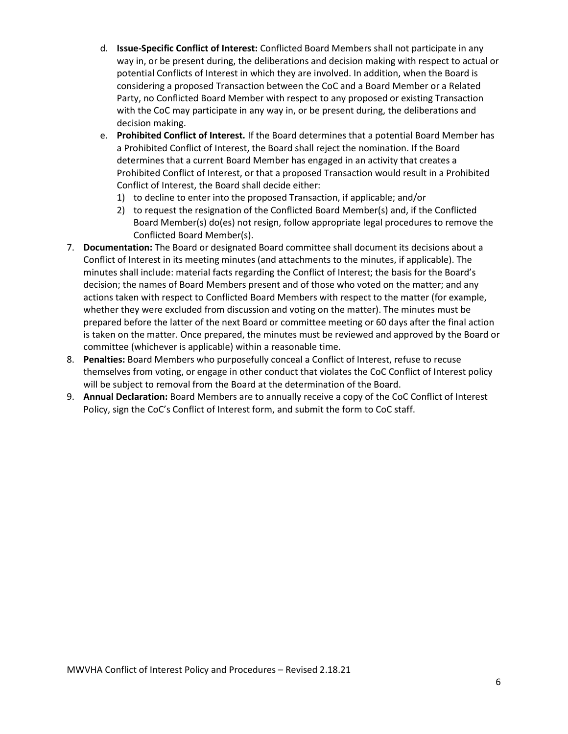d. **Issue-Specific Conflict of Interest:** Conflicted Board Members shall not participate in any way in, or be present during, the deliberations and decision making with respect to actual or potential Conflicts of Interest in which they are involved. In addition, when the Board is considering a proposed Transaction between the CoC and a Board Member or a Related Party, no Conflicted Board Member with respect to any proposed or existing Transaction with the CoC may participate in any way in, or be present during, the deliberations and decision making.

e. **Prohibited Conflict of Interest.** If the Board determines that a potential Board Member has a Prohibited Conflict of Interest, the Board shall reject the nomination. If the Board determines that a current Board Member has engaged in an activity that creates a Prohibited Conflict of Interest, or that a proposed Transaction would result in a Prohibited Conflict of Interest, the Board shall decide either:
   1) to decline to enter into the proposed Transaction, if applicable; and/or
   2) to request the resignation of the Conflicted Board Member(s) and, if the Conflicted Board Member(s) do(es) not resign, follow appropriate legal procedures to remove the Conflicted Board Member(s).

7. **Documentation:** The Board or designated Board committee shall document its decisions about a Conflict of Interest in its meeting minutes (and attachments to the minutes, if applicable). The minutes shall include: material facts regarding the Conflict of Interest; the basis for the Board's decision; the names of Board Members present and of those who voted on the matter; and any actions taken with respect to Conflicted Board Members with respect to the matter (for example, whether they were excluded from discussion and voting on the matter). The minutes must be prepared before the latter of the next Board or committee meeting or 60 days after the final action is taken on the matter. Once prepared, the minutes must be reviewed and approved by the Board or committee (whichever is applicable) within a reasonable time.
8. **Penalties:** Board Members who purposefully conceal a Conflict of Interest, refuse to recuse themselves from voting, or engage in other conduct that violates the CoC Conflict of Interest policy will be subject to removal from the Board at the determination of the Board.
9. **Annual Declaration:** Board Members are to annually receive a copy of the CoC Conflict of Interest Policy, sign the CoC's Conflict of Interest form, and submit the form to CoC staff.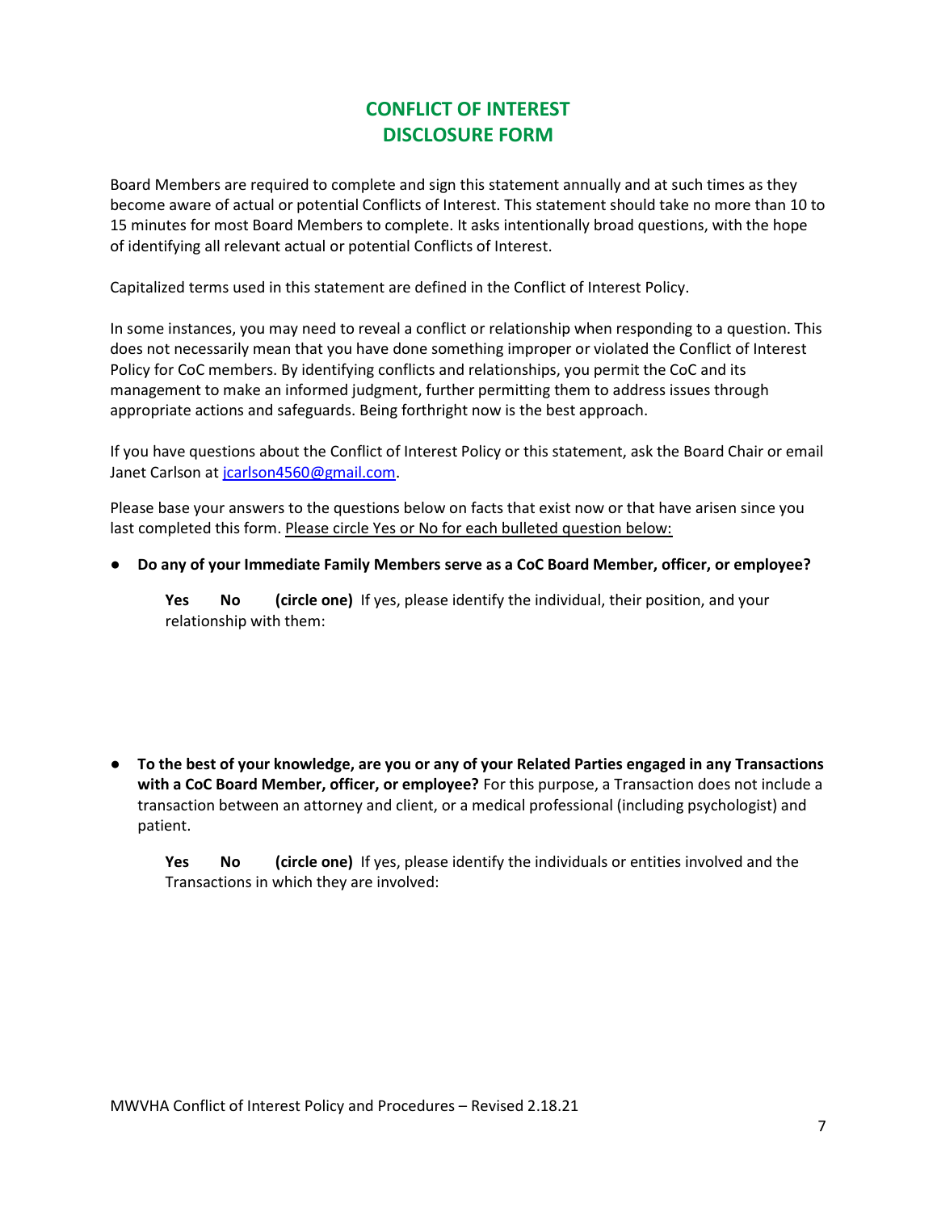# CONFLICT OF INTEREST DISCLOSURE FORM

Board Members are required to complete and sign this statement annually and at such times as they become aware of actual or potential Conflicts of Interest. This statement should take no more than 10 to 15 minutes for most Board Members to complete. It asks intentionally broad questions, with the hope of identifying all relevant actual or potential Conflicts of Interest.

Capitalized terms used in this statement are defined in the Conflict of Interest Policy.

In some instances, you may need to reveal a conflict or relationship when responding to a question. This does not necessarily mean that you have done something improper or violated the Conflict of Interest Policy for CoC members. By identifying conflicts and relationships, you permit the CoC and its management to make an informed judgment, further permitting them to address issues through appropriate actions and safeguards. Being forthright now is the best approach.

If you have questions about the Conflict of Interest Policy or this statement, ask the Board Chair or email Janet Carlson at jcarlson4560@gmail.com.

Please base your answers to the questions below on facts that exist now or that have arisen since you last completed this form. Please circle Yes or No for each bulleted question below:

- **Do any of your Immediate Family Members serve as a CoC Board Member, officer, or employee?**

  **Yes No (circle one)** If yes, please identify the individual, their position, and your relationship with them:

- **To the best of your knowledge, are you or any of your Related Parties engaged in any Transactions with a CoC Board Member, officer, or employee?** For this purpose, a Transaction does not include a transaction between an attorney and client, or a medical professional (including psychologist) and patient.

  **Yes No (circle one)** If yes, please identify the individuals or entities involved and the Transactions in which they are involved:

MWVHA Conflict of Interest Policy and Procedures – Revised 2.18.21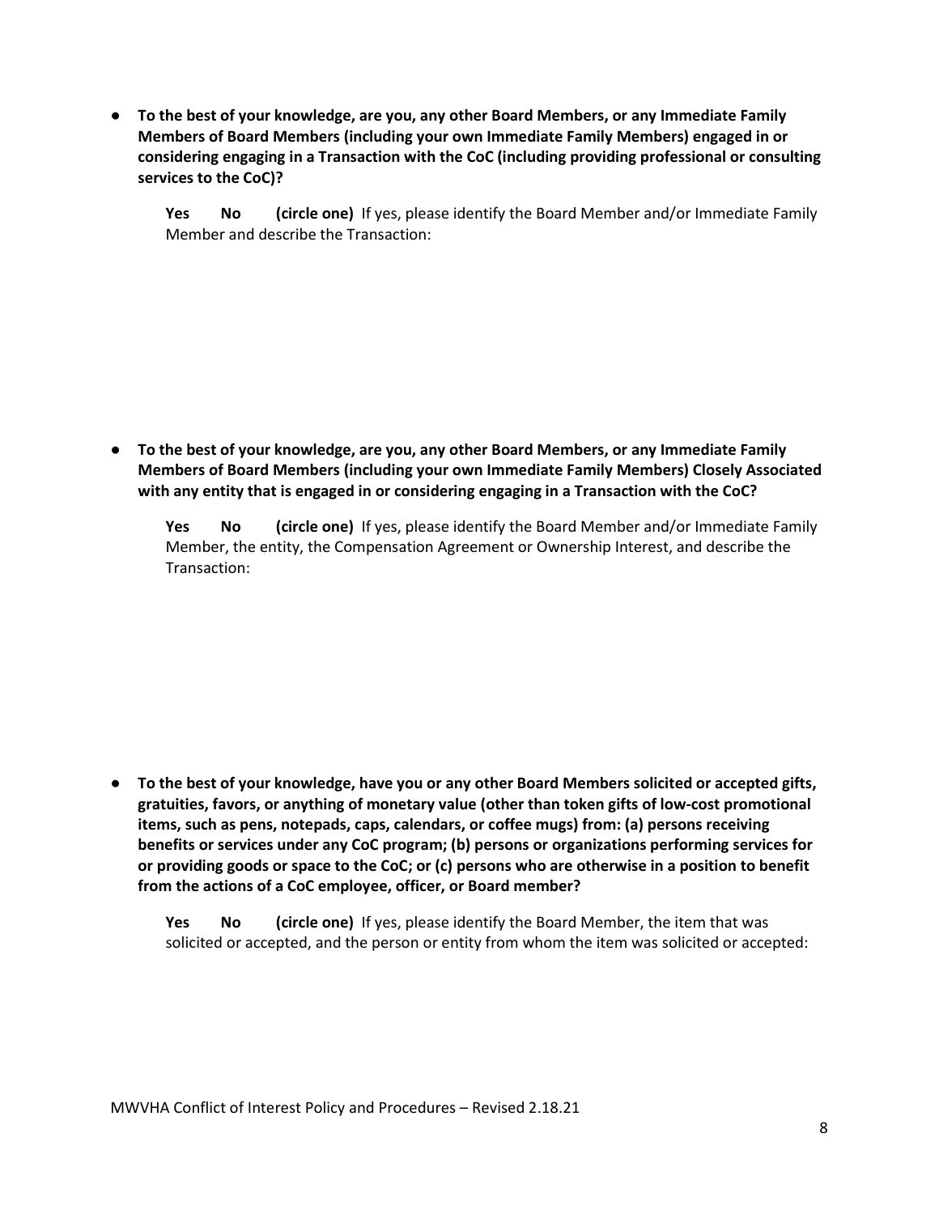- **To the best of your knowledge, are you, any other Board Members, or any Immediate Family Members of Board Members (including your own Immediate Family Members) engaged in or considering engaging in a Transaction with the CoC (including providing professional or consulting services to the CoC)?**

  **Yes No (circle one)** If yes, please identify the Board Member and/or Immediate Family Member and describe the Transaction:

- **To the best of your knowledge, are you, any other Board Members, or any Immediate Family Members of Board Members (including your own Immediate Family Members) Closely Associated with any entity that is engaged in or considering engaging in a Transaction with the CoC?**

  **Yes No (circle one)** If yes, please identify the Board Member and/or Immediate Family Member, the entity, the Compensation Agreement or Ownership Interest, and describe the Transaction:

- **To the best of your knowledge, have you or any other Board Members solicited or accepted gifts, gratuities, favors, or anything of monetary value (other than token gifts of low-cost promotional items, such as pens, notepads, caps, calendars, or coffee mugs) from: (a) persons receiving benefits or services under any CoC program; (b) persons or organizations performing services for or providing goods or space to the CoC; or (c) persons who are otherwise in a position to benefit from the actions of a CoC employee, officer, or Board member?**

  **Yes No (circle one)** If yes, please identify the Board Member, the item that was solicited or accepted, and the person or entity from whom the item was solicited or accepted: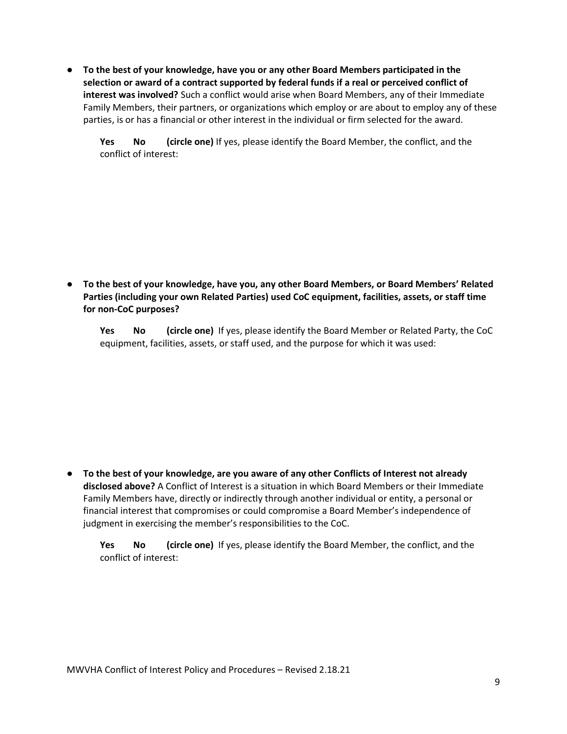- **To the best of your knowledge, have you or any other Board Members participated in the selection or award of a contract supported by federal funds if a real or perceived conflict of interest was involved?** Such a conflict would arise when Board Members, any of their Immediate Family Members, their partners, or organizations which employ or are about to employ any of these parties, is or has a financial or other interest in the individual or firm selected for the award.

  **Yes No (circle one)** If yes, please identify the Board Member, the conflict, and the conflict of interest:

- **To the best of your knowledge, have you, any other Board Members, or Board Members' Related Parties (including your own Related Parties) used CoC equipment, facilities, assets, or staff time for non-CoC purposes?**

  **Yes No (circle one)** If yes, please identify the Board Member or Related Party, the CoC equipment, facilities, assets, or staff used, and the purpose for which it was used:

- **To the best of your knowledge, are you aware of any other Conflicts of Interest not already disclosed above?** A Conflict of Interest is a situation in which Board Members or their Immediate Family Members have, directly or indirectly through another individual or entity, a personal or financial interest that compromises or could compromise a Board Member's independence of judgment in exercising the member's responsibilities to the CoC.

  **Yes No (circle one)** If yes, please identify the Board Member, the conflict, and the conflict of interest: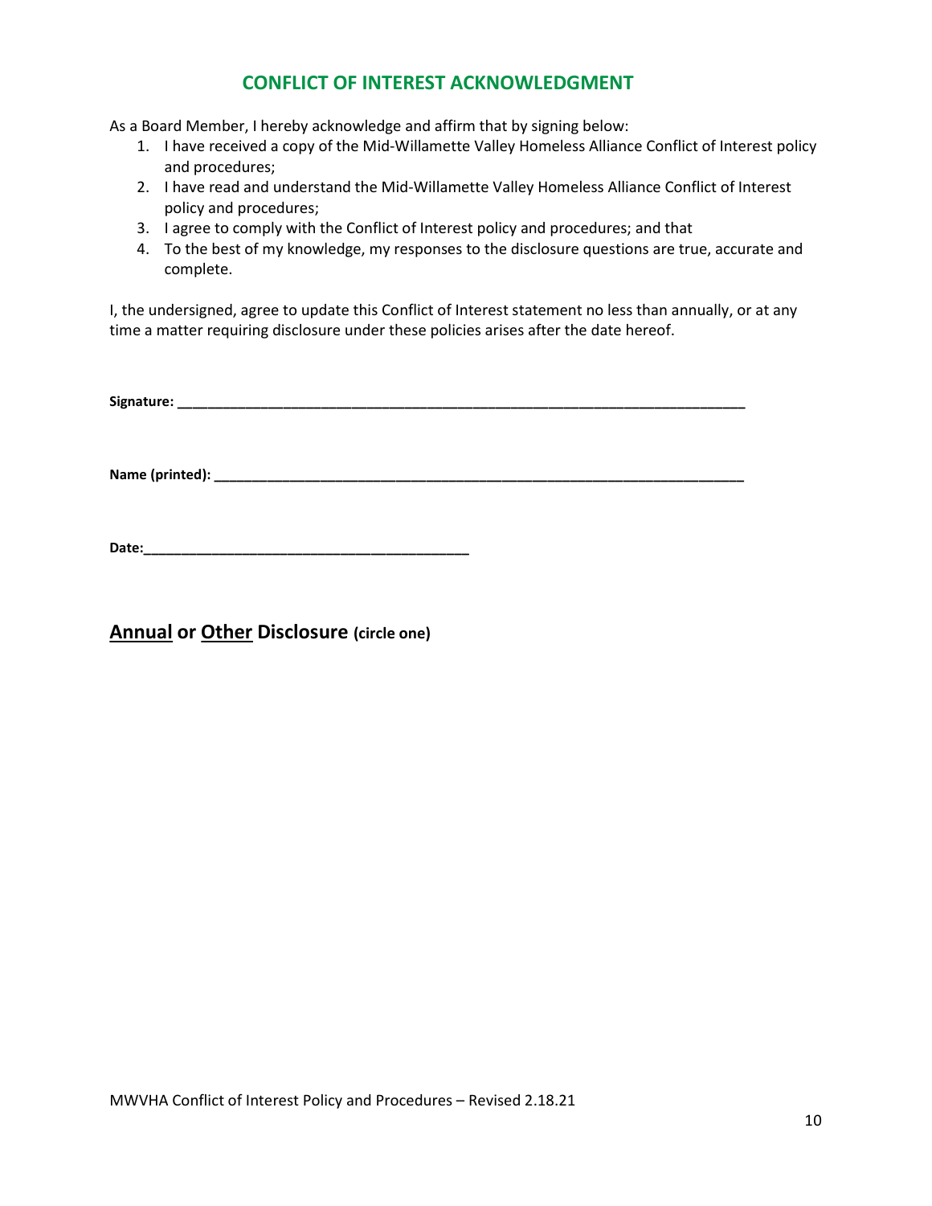## CONFLICT OF INTEREST ACKNOWLEDGMENT

As a Board Member, I hereby acknowledge and affirm that by signing below:

1. I have received a copy of the Mid-Willamette Valley Homeless Alliance Conflict of Interest policy and procedures;
2. I have read and understand the Mid-Willamette Valley Homeless Alliance Conflict of Interest policy and procedures;
3. I agree to comply with the Conflict of Interest policy and procedures; and that
4. To the best of my knowledge, my responses to the disclosure questions are true, accurate and complete.

I, the undersigned, agree to update this Conflict of Interest statement no less than annually, or at any time a matter requiring disclosure under these policies arises after the date hereof.

**Signature: \_\_\_\_\_\_\_\_\_\_\_\_\_\_\_\_\_\_\_\_\_\_\_\_\_\_\_\_\_\_\_\_\_\_\_\_\_\_\_\_\_\_\_\_\_\_\_\_\_\_\_\_\_\_\_\_\_\_\_\_\_\_\_\_\_\_\_\_\_\_\_\_**

**Name (printed): \_\_\_\_\_\_\_\_\_\_\_\_\_\_\_\_\_\_\_\_\_\_\_\_\_\_\_\_\_\_\_\_\_\_\_\_\_\_\_\_\_\_\_\_\_\_\_\_\_\_\_\_\_\_\_\_\_\_\_\_\_\_\_\_\_\_**

**Date:\_\_\_\_\_\_\_\_\_\_\_\_\_\_\_\_\_\_\_\_\_\_\_\_\_\_\_\_\_\_\_\_\_\_\_\_\_\_\_\_\_\_**

### <u>Annual</u> or <u>Other</u> Disclosure (circle one)

MWVHA Conflict of Interest Policy and Procedures – Revised 2.18.21